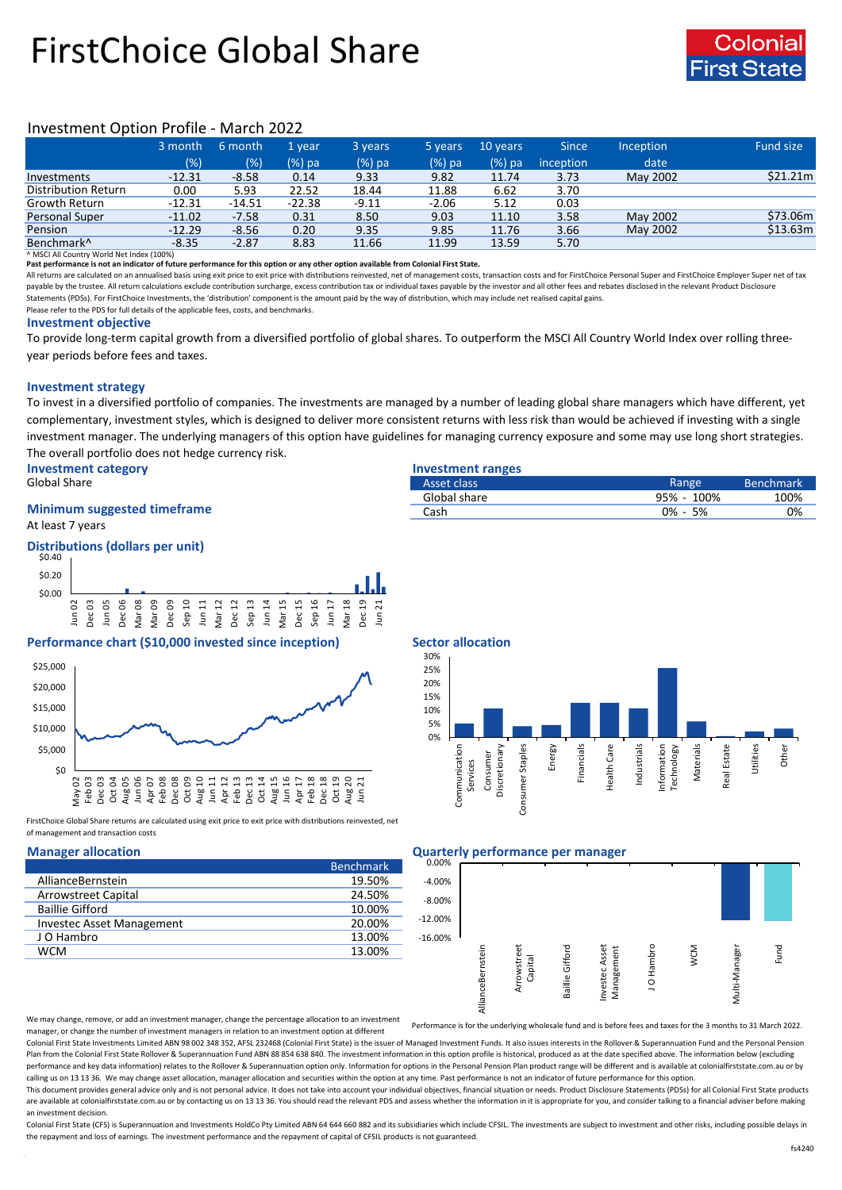# FirstChoice Global Share

Colonial First State

## Investment Option Profile - March 2022

| | 3 month (%) | 6 month (%) | 1 year (%) pa | 3 years (%) pa | 5 years (%) pa | 10 years (%) pa | Since inception | Inception date | Fund size |
|---|---|---|---|---|---|---|---|---|---|
| Investments | -12.31 | -8.58 | 0.14 | 9.33 | 9.82 | 11.74 | 3.73 | May 2002 | $21.21m |
| Distribution Return | 0.00 | 5.93 | 22.52 | 18.44 | 11.88 | 6.62 | 3.70 | | |
| Growth Return | -12.31 | -14.51 | -22.38 | -9.11 | -2.06 | 5.12 | 0.03 | | |
| Personal Super | -11.02 | -7.58 | 0.31 | 8.50 | 9.03 | 11.10 | 3.58 | May 2002 | $73.06m |
| Pension | -12.29 | -8.56 | 0.20 | 9.35 | 9.85 | 11.76 | 3.66 | May 2002 | $13.63m |
| Benchmark^ | -8.35 | -2.87 | 8.83 | 11.66 | 11.99 | 13.59 | 5.70 | | |

^ MSCI All Country World Net Index (100%)

**Past performance is not an indicator of future performance for this option or any other option available from Colonial First State.**

All returns are calculated on an annualised basis using exit price to exit price with distributions reinvested, net of management costs, transaction costs and for FirstChoice Personal Super and FirstChoice Employer Super net of tax payable by the trustee. All return calculations exclude contribution surcharge, excess contribution tax or individual taxes payable by the investor and all other fees and rebates disclosed in the relevant Product Disclosure Statements (PDSs). For FirstChoice Investments, the 'distribution' component is the amount paid by the way of distribution, which may include net realised capital gains.

Please refer to the PDS for full details of the applicable fees, costs, and benchmarks.

### Investment objective

To provide long-term capital growth from a diversified portfolio of global shares. To outperform the MSCI All Country World Index over rolling three-year periods before fees and taxes.

### Investment strategy

To invest in a diversified portfolio of companies. The investments are managed by a number of leading global share managers which have different, yet complementary, investment styles, which is designed to deliver more consistent returns with less risk than would be achieved if investing with a single investment manager. The underlying managers of this option have guidelines for managing currency exposure and some may use long short strategies. The overall portfolio does not hedge currency risk.

### Investment category

Global Share

### Minimum suggested timeframe

At least 7 years

### Investment ranges

| Asset class | Range | Benchmark |
|---|---|---|
| Global share | 95% - 100% | 100% |
| Cash | 0% - 5% | 0% |

### Distributions (dollars per unit)

### Performance chart ($10,000 invested since inception)

FirstChoice Global Share returns are calculated using exit price to exit price with distributions reinvested, net of management and transaction costs

### Sector allocation

### Manager allocation

| | Benchmark |
|---|---|
| AllianceBernstein | 19.50% |
| Arrowstreet Capital | 24.50% |
| Baillie Gifford | 10.00% |
| Investec Asset Management | 20.00% |
| J O Hambro | 13.00% |
| WCM | 13.00% |

We may change, remove, or add an investment manager, change the percentage allocation to an investment manager, or change the number of investment managers in relation to an investment option at different

### Quarterly performance per manager

Performance is for the underlying wholesale fund and is before fees and taxes for the 3 months to 31 March 2022.

Colonial First State Investments Limited ABN 98 002 348 352, AFSL 232468 (Colonial First State) is the issuer of Managed Investment Funds. It also issues interests in the Rollover & Superannuation Fund and the Personal Pension Plan from the Colonial First State Rollover & Superannuation Fund ABN 88 854 638 840. The investment information in this option profile is historical, produced as at the date specified above. The information below (excluding performance and key data information) relates to the Rollover & Superannuation option only. Information for options in the Personal Pension Plan product range will be different and is available at colonialfirststate.com.au or by calling us on 13 13 36. We may change asset allocation, manager allocation and securities within the option at any time. Past performance is not an indicator of future performance for this option.

This document provides general advice only and is not personal advice. It does not take into account your individual objectives, financial situation or needs. Product Disclosure Statements (PDSs) for all Colonial First State products are available at colonialfirststate.com.au or by contacting us on 13 13 36. You should read the relevant PDS and assess whether the information in it is appropriate for you, and consider talking to a financial adviser before making an investment decision.

Colonial First State (CFS) is Superannuation and Investments HoldCo Pty Limited ABN 64 644 660 882 and its subsidiaries which include CFSIL. The investments are subject to investment and other risks, including possible delays in the repayment and loss of earnings. The investment performance and the repayment of capital of CFSIL products is not guaranteed.

fs4240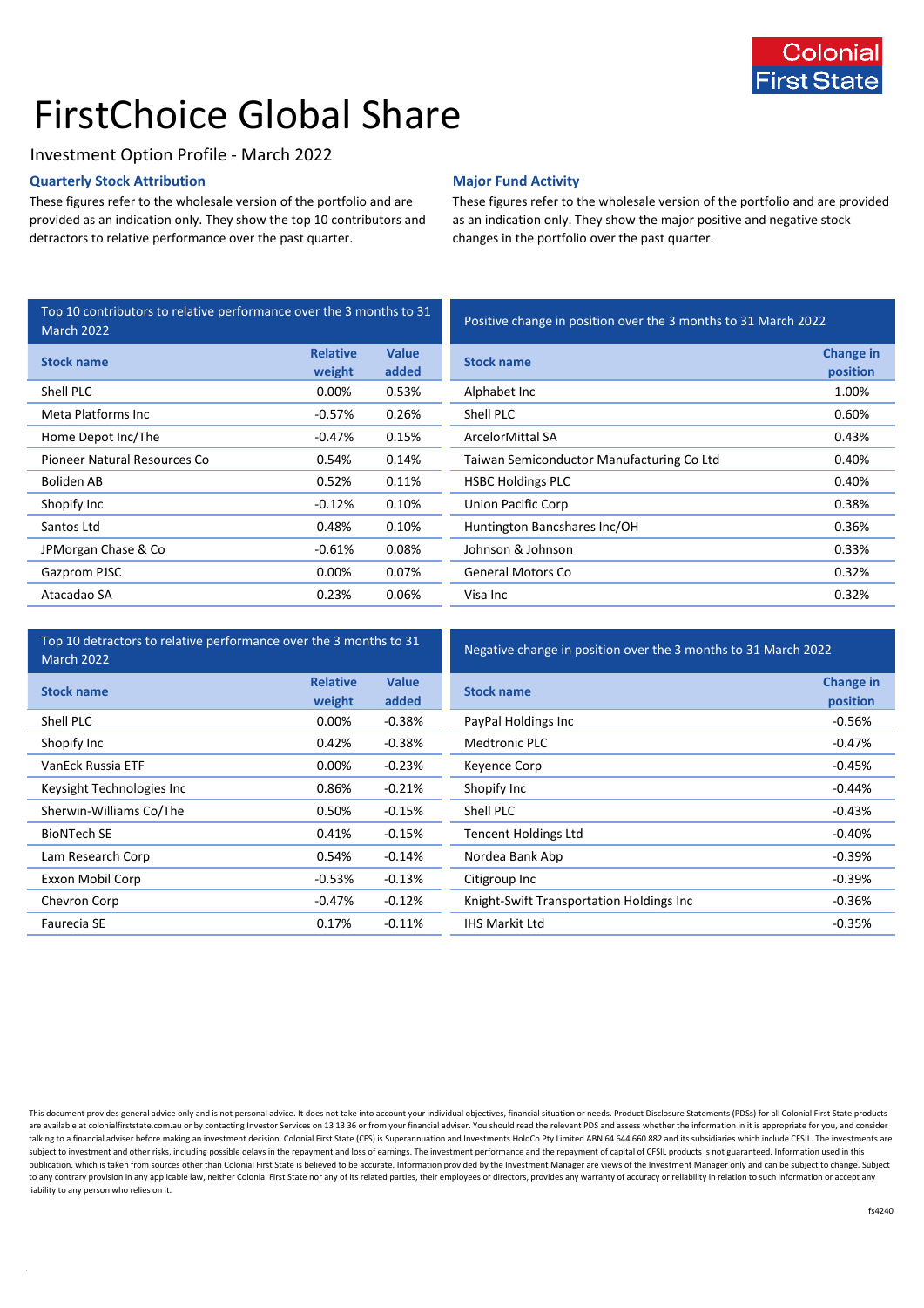Colonial First State

# FirstChoice Global Share

Investment Option Profile - March 2022

### Quarterly Stock Attribution

These figures refer to the wholesale version of the portfolio and are provided as an indication only. They show the top 10 contributors and detractors to relative performance over the past quarter.

Top 10 contributors to relative performance over the 3 months to 31 March 2022

| Stock name | Relative weight | Value added |
|---|---|---|
| Shell PLC | 0.00% | 0.53% |
| Meta Platforms Inc | -0.57% | 0.26% |
| Home Depot Inc/The | -0.47% | 0.15% |
| Pioneer Natural Resources Co | 0.54% | 0.14% |
| Boliden AB | 0.52% | 0.11% |
| Shopify Inc | -0.12% | 0.10% |
| Santos Ltd | 0.48% | 0.10% |
| JPMorgan Chase & Co | -0.61% | 0.08% |
| Gazprom PJSC | 0.00% | 0.07% |
| Atacadao SA | 0.23% | 0.06% |

Top 10 detractors to relative performance over the 3 months to 31 March 2022

| Stock name | Relative weight | Value added |
|---|---|---|
| Shell PLC | 0.00% | -0.38% |
| Shopify Inc | 0.42% | -0.38% |
| VanEck Russia ETF | 0.00% | -0.23% |
| Keysight Technologies Inc | 0.86% | -0.21% |
| Sherwin-Williams Co/The | 0.50% | -0.15% |
| BioNTech SE | 0.41% | -0.15% |
| Lam Research Corp | 0.54% | -0.14% |
| Exxon Mobil Corp | -0.53% | -0.13% |
| Chevron Corp | -0.47% | -0.12% |
| Faurecia SE | 0.17% | -0.11% |

### Major Fund Activity

These figures refer to the wholesale version of the portfolio and are provided as an indication only. They show the major positive and negative stock changes in the portfolio over the past quarter.

Positive change in position over the 3 months to 31 March 2022

| Stock name | Change in position |
|---|---|
| Alphabet Inc | 1.00% |
| Shell PLC | 0.60% |
| ArcelorMittal SA | 0.43% |
| Taiwan Semiconductor Manufacturing Co Ltd | 0.40% |
| HSBC Holdings PLC | 0.40% |
| Union Pacific Corp | 0.38% |
| Huntington Bancshares Inc/OH | 0.36% |
| Johnson & Johnson | 0.33% |
| General Motors Co | 0.32% |
| Visa Inc | 0.32% |

Negative change in position over the 3 months to 31 March 2022

| Stock name | Change in position |
|---|---|
| PayPal Holdings Inc | -0.56% |
| Medtronic PLC | -0.47% |
| Keyence Corp | -0.45% |
| Shopify Inc | -0.44% |
| Shell PLC | -0.43% |
| Tencent Holdings Ltd | -0.40% |
| Nordea Bank Abp | -0.39% |
| Citigroup Inc | -0.39% |
| Knight-Swift Transportation Holdings Inc | -0.36% |
| IHS Markit Ltd | -0.35% |

This document provides general advice only and is not personal advice. It does not take into account your individual objectives, financial situation or needs. Product Disclosure Statements (PDSs) for all Colonial First State products are available at colonialfirststate.com.au or by contacting Investor Services on 13 13 36 or from your financial adviser. You should read the relevant PDS and assess whether the information in it is appropriate for you, and consider talking to a financial adviser before making an investment decision. Colonial First State (CFS) is Superannuation and Investments HoldCo Pty Limited ABN 64 644 660 882 and its subsidiaries which include CFSIL. The investments are subject to investment and other risks, including possible delays in the repayment and loss of earnings. The investment performance and the repayment of capital of CFSIL products is not guaranteed. Information used in this publication, which is taken from sources other than Colonial First State is believed to be accurate. Information provided by the Investment Manager are views of the Investment Manager only and can be subject to change. Subject to any contrary provision in any applicable law, neither Colonial First State nor any of its related parties, their employees or directors, provides any warranty of accuracy or reliability in relation to such information or accept any liability to any person who relies on it.

fs4240